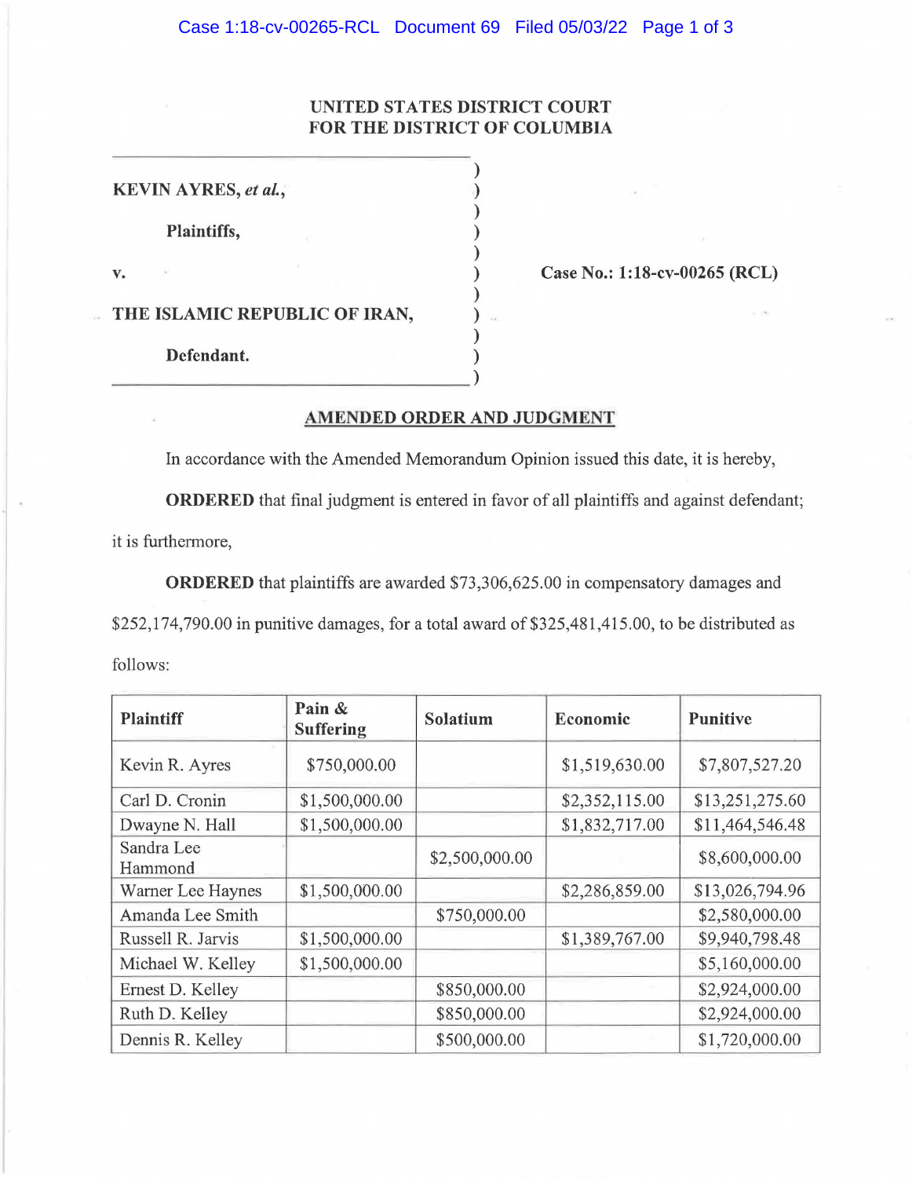**UNITED STATES DISTRICT COURT**
**FOR THE DISTRICT OF COLUMBIA**

**KEVIN AYRES, *et al.*,**

**Plaintiffs,**

v.

**THE ISLAMIC REPUBLIC OF IRAN,**

**Defendant.**

**Case No.: 1:18-cv-00265 (RCL)**

## AMENDED ORDER AND JUDGMENT

In accordance with the Amended Memorandum Opinion issued this date, it is hereby,

**ORDERED** that final judgment is entered in favor of all plaintiffs and against defendant; it is furthermore,

**ORDERED** that plaintiffs are awarded $73,306,625.00 in compensatory damages and $252,174,790.00 in punitive damages, for a total award of $325,481,415.00, to be distributed as follows:

| Plaintiff | Pain & Suffering | Solatium | Economic | Punitive |
|---|---|---|---|---|
| Kevin R. Ayres | $750,000.00 | | $1,519,630.00 | $7,807,527.20 |
| Carl D. Cronin | $1,500,000.00 | | $2,352,115.00 | $13,251,275.60 |
| Dwayne N. Hall | $1,500,000.00 | | $1,832,717.00 | $11,464,546.48 |
| Sandra Lee Hammond | | $2,500,000.00 | | $8,600,000.00 |
| Warner Lee Haynes | $1,500,000.00 | | $2,286,859.00 | $13,026,794.96 |
| Amanda Lee Smith | | $750,000.00 | | $2,580,000.00 |
| Russell R. Jarvis | $1,500,000.00 | | $1,389,767.00 | $9,940,798.48 |
| Michael W. Kelley | $1,500,000.00 | | | $5,160,000.00 |
| Ernest D. Kelley | | $850,000.00 | | $2,924,000.00 |
| Ruth D. Kelley | | $850,000.00 | | $2,924,000.00 |
| Dennis R. Kelley | | $500,000.00 | | $1,720,000.00 |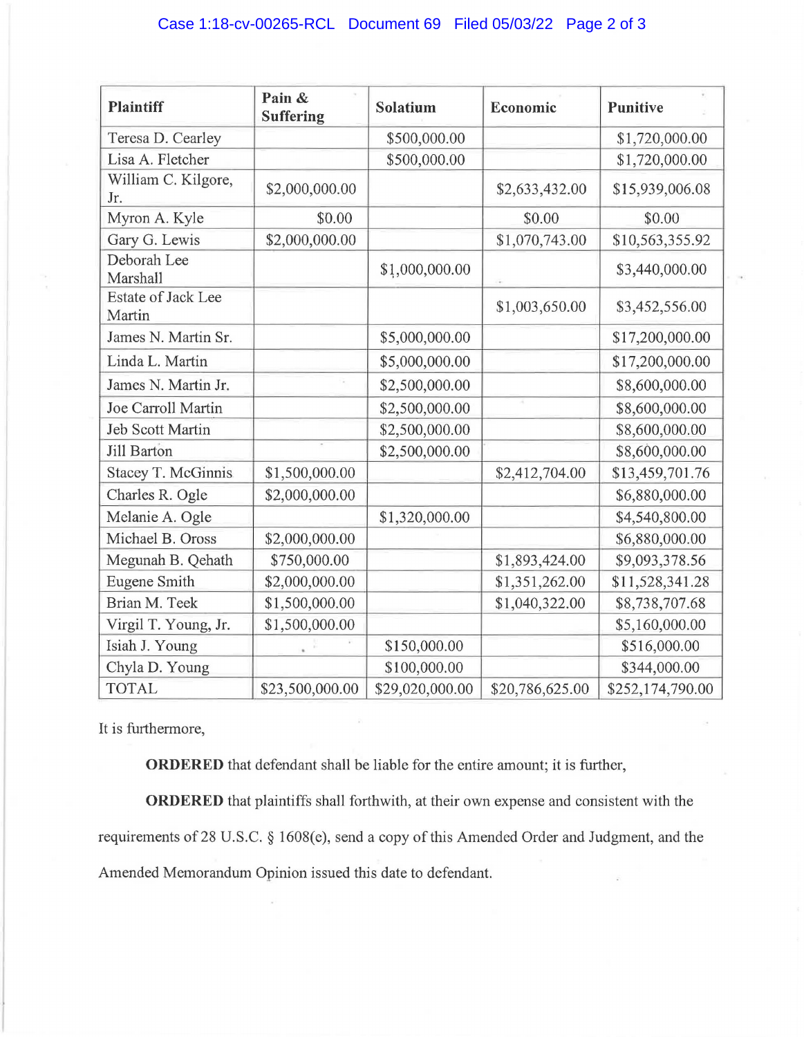| Plaintiff | Pain & Suffering | Solatium | Economic | Punitive |
|---|---|---|---|---|
| Teresa D. Cearley | | $500,000.00 | | $1,720,000.00 |
| Lisa A. Fletcher | | $500,000.00 | | $1,720,000.00 |
| William C. Kilgore, Jr. | $2,000,000.00 | | $2,633,432.00 | $15,939,006.08 |
| Myron A. Kyle | $0.00 | | $0.00 | $0.00 |
| Gary G. Lewis | $2,000,000.00 | | $1,070,743.00 | $10,563,355.92 |
| Deborah Lee Marshall | | $1,000,000.00 | | $3,440,000.00 |
| Estate of Jack Lee Martin | | | $1,003,650.00 | $3,452,556.00 |
| James N. Martin Sr. | | $5,000,000.00 | | $17,200,000.00 |
| Linda L. Martin | | $5,000,000.00 | | $17,200,000.00 |
| James N. Martin Jr. | | $2,500,000.00 | | $8,600,000.00 |
| Joe Carroll Martin | | $2,500,000.00 | | $8,600,000.00 |
| Jeb Scott Martin | | $2,500,000.00 | | $8,600,000.00 |
| Jill Barton | | $2,500,000.00 | | $8,600,000.00 |
| Stacey T. McGinnis | $1,500,000.00 | | $2,412,704.00 | $13,459,701.76 |
| Charles R. Ogle | $2,000,000.00 | | | $6,880,000.00 |
| Melanie A. Ogle | | $1,320,000.00 | | $4,540,800.00 |
| Michael B. Oross | $2,000,000.00 | | | $6,880,000.00 |
| Megunah B. Qehath | $750,000.00 | | $1,893,424.00 | $9,093,378.56 |
| Eugene Smith | $2,000,000.00 | | $1,351,262.00 | $11,528,341.28 |
| Brian M. Teek | $1,500,000.00 | | $1,040,322.00 | $8,738,707.68 |
| Virgil T. Young, Jr. | $1,500,000.00 | | | $5,160,000.00 |
| Isiah J. Young | | $150,000.00 | | $516,000.00 |
| Chyla D. Young | | $100,000.00 | | $344,000.00 |
| TOTAL | $23,500,000.00 | $29,020,000.00 | $20,786,625.00 | $252,174,790.00 |

It is furthermore,

**ORDERED** that defendant shall be liable for the entire amount; it is further,

**ORDERED** that plaintiffs shall forthwith, at their own expense and consistent with the requirements of 28 U.S.C. § 1608(e), send a copy of this Amended Order and Judgment, and the Amended Memorandum Opinion issued this date to defendant.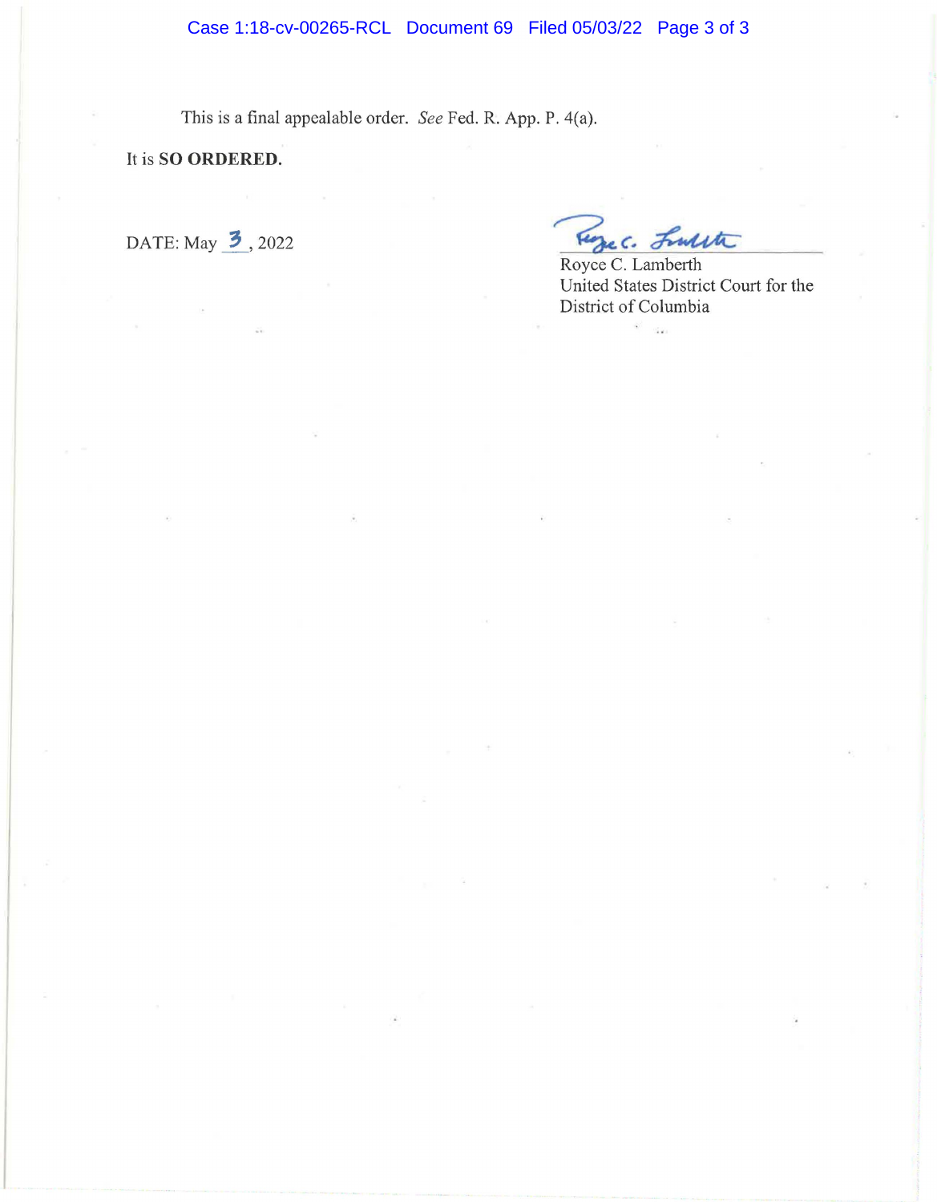This is a final appealable order. *See* Fed. R. App. P. 4(a).

It is **SO ORDERED.**

DATE: May 3, 2022

Royce C. Lamberth
United States District Court for the
District of Columbia